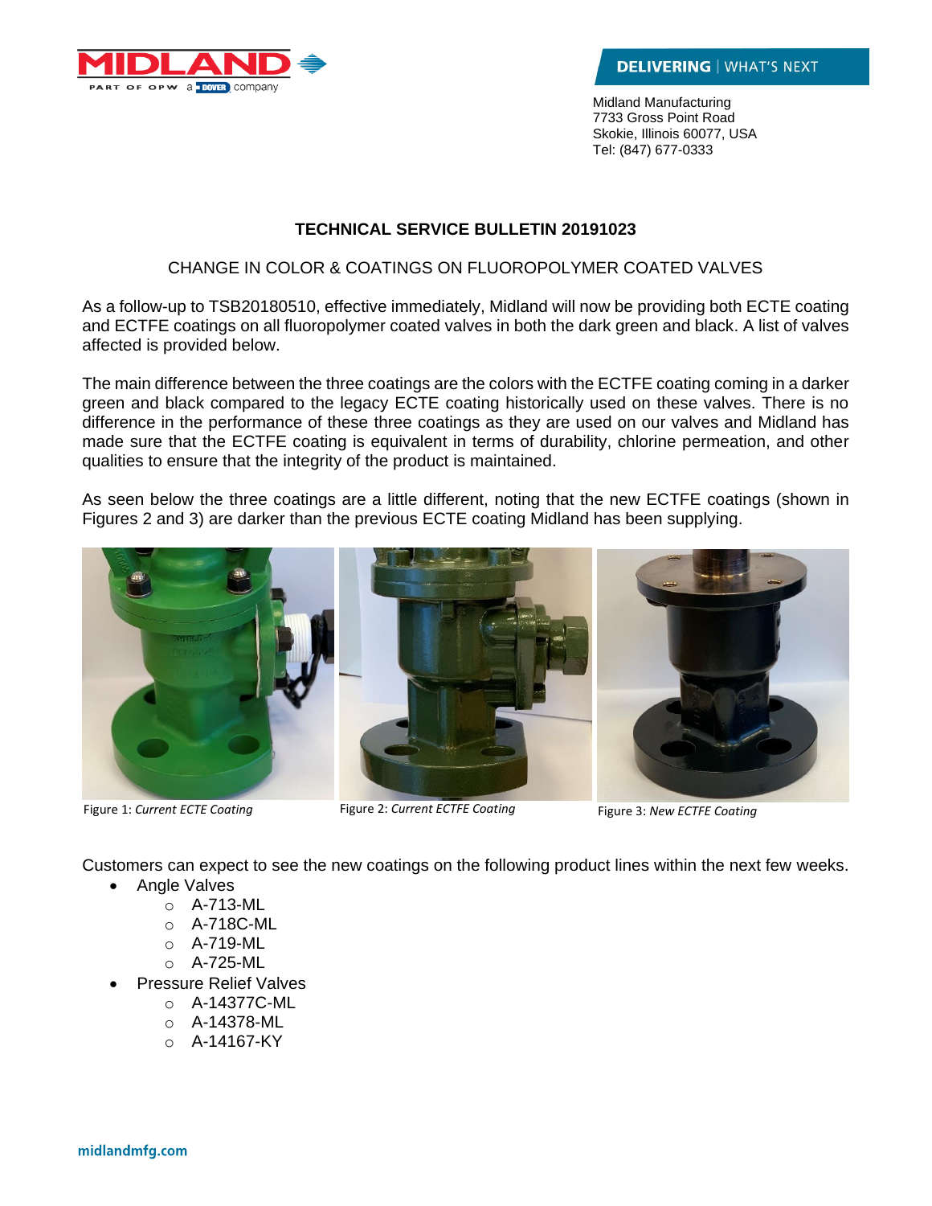Midland Manufacturing
7733 Gross Point Road
Skokie, Illinois 60077, USA
Tel: (847) 677-0333

# TECHNICAL SERVICE BULLETIN 20191023

## CHANGE IN COLOR & COATINGS ON FLUOROPOLYMER COATED VALVES

As a follow-up to TSB20180510, effective immediately, Midland will now be providing both ECTE coating and ECTFE coatings on all fluoropolymer coated valves in both the dark green and black. A list of valves affected is provided below.

The main difference between the three coatings are the colors with the ECTFE coating coming in a darker green and black compared to the legacy ECTE coating historically used on these valves. There is no difference in the performance of these three coatings as they are used on our valves and Midland has made sure that the ECTFE coating is equivalent in terms of durability, chlorine permeation, and other qualities to ensure that the integrity of the product is maintained.

As seen below the three coatings are a little different, noting that the new ECTFE coatings (shown in Figures 2 and 3) are darker than the previous ECTE coating Midland has been supplying.

Figure 1: *Current ECTE Coating*

Figure 2: *Current ECTFE Coating*

Figure 3: *New ECTFE Coating*

Customers can expect to see the new coatings on the following product lines within the next few weeks.

- Angle Valves
  - A-713-ML
  - A-718C-ML
  - A-719-ML
  - A-725-ML
- Pressure Relief Valves
  - A-14377C-ML
  - A-14378-ML
  - A-14167-KY

midlandmfg.com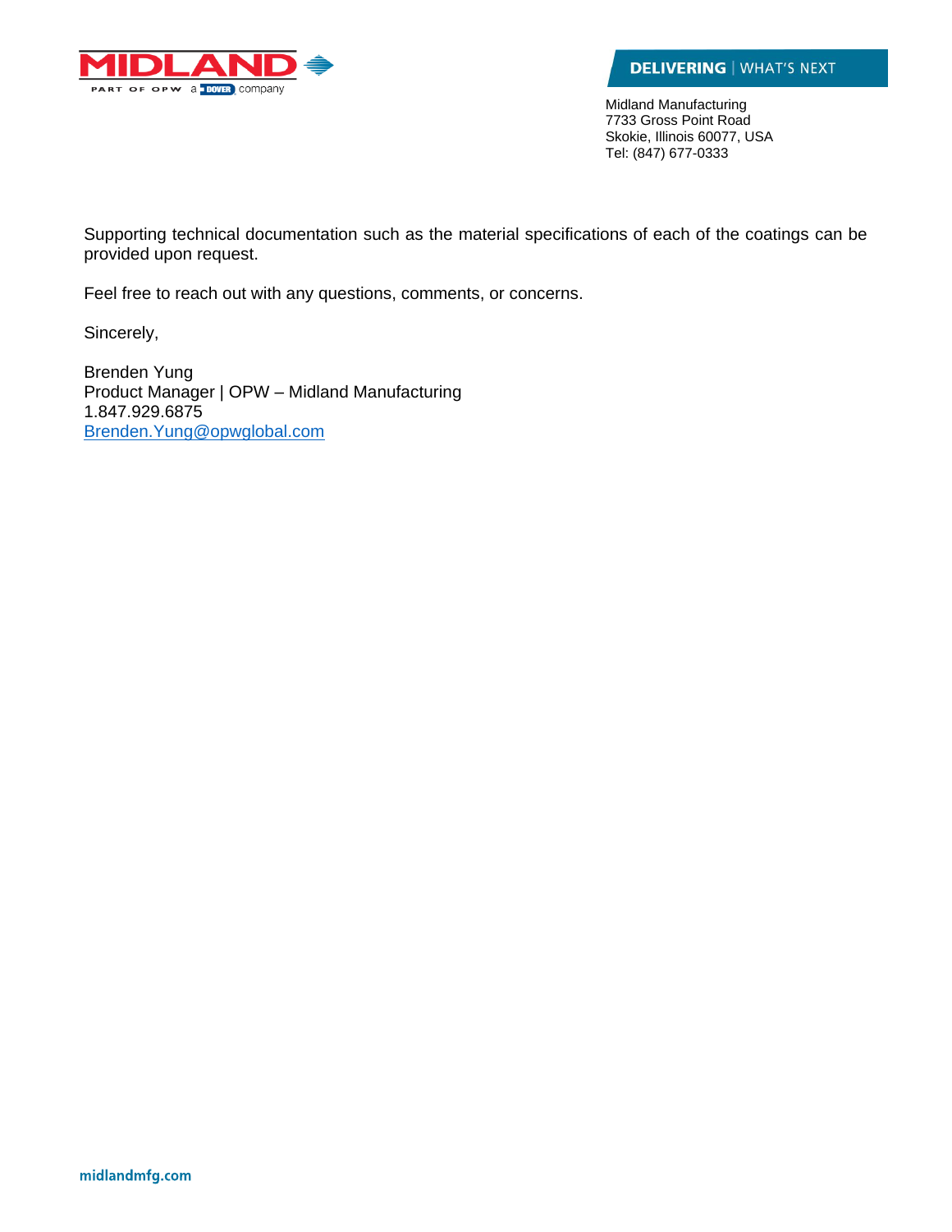Midland Manufacturing
7733 Gross Point Road
Skokie, Illinois 60077, USA
Tel: (847) 677-0333

Supporting technical documentation such as the material specifications of each of the coatings can be provided upon request.

Feel free to reach out with any questions, comments, or concerns.

Sincerely,

Brenden Yung
Product Manager | OPW – Midland Manufacturing
1.847.929.6875
Brenden.Yung@opwglobal.com